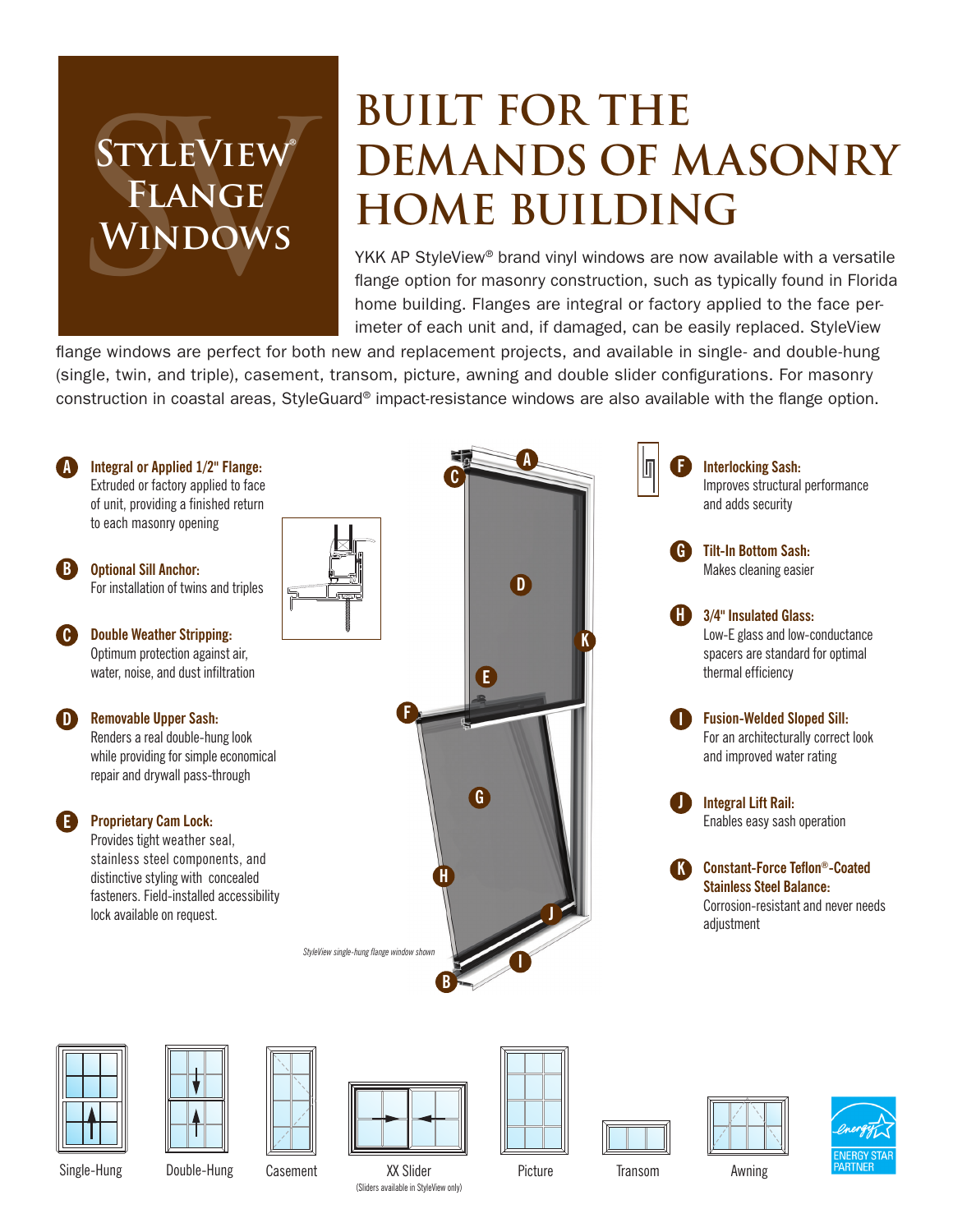# StyleView® Flange Windows

# BUILT FOR THE DEMANDS OF MASONRY HOME BUILDING

YKK AP StyleView® brand vinyl windows are now available with a versatile flange option for masonry construction, such as typically found in Florida home building. Flanges are integral or factory applied to the face perimeter of each unit and, if damaged, can be easily replaced. StyleView flange windows are perfect for both new and replacement projects, and available in single- and double-hung (single, twin, and triple), casement, transom, picture, awning and double slider configurations. For masonry construction in coastal areas, StyleGuard® impact-resistance windows are also available with the flange option.

**A Integral or Applied 1/2" Flange:**
Extruded or factory applied to face of unit, providing a finished return to each masonry opening

**B Optional Sill Anchor:**
For installation of twins and triples

**C Double Weather Stripping:**
Optimum protection against air, water, noise, and dust infiltration

**D Removable Upper Sash:**
Renders a real double-hung look while providing for simple economical repair and drywall pass-through

**E Proprietary Cam Lock:**
Provides tight weather seal, stainless steel components, and distinctive styling with concealed fasteners. Field-installed accessibility lock available on request.

**F Interlocking Sash:**
Improves structural performance and adds security

**G Tilt-In Bottom Sash:**
Makes cleaning easier

**H 3/4" Insulated Glass:**
Low-E glass and low-conductance spacers are standard for optimal thermal efficiency

**I Fusion-Welded Sloped Sill:**
For an architecturally correct look and improved water rating

**J Integral Lift Rail:**
Enables easy sash operation

**K Constant-Force Teflon®-Coated Stainless Steel Balance:**
Corrosion-resistant and never needs adjustment

*StyleView single-hung flange window shown*

Single-Hung | Double-Hung | Casement | XX Slider (Sliders available in StyleView only) | Picture | Transom | Awning

ENERGY STAR PARTNER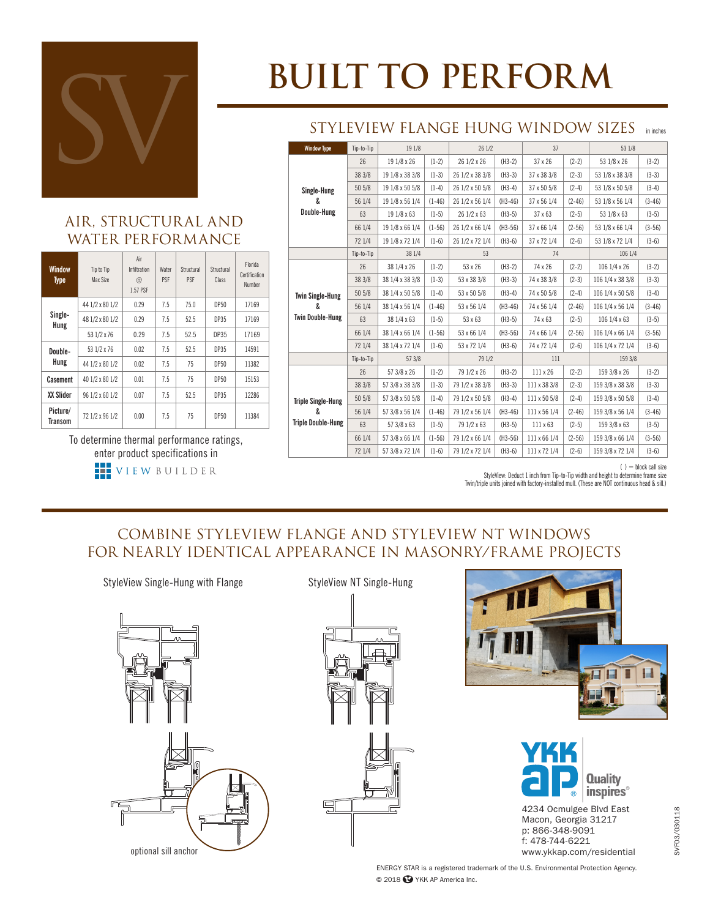# BUILT TO PERFORM

## AIR, STRUCTURAL AND WATER PERFORMANCE

| Window Type | Tip to Tip Max Size | Air Infiltration @ 1.57 PSF | Water PSF | Structural PSF | Structural Class | Florida Certification Number |
|---|---|---|---|---|---|---|
| Single-Hung | 44 1/2 x 80 1/2 | 0.29 | 7.5 | 75.0 | DP50 | 17169 |
| | 48 1/2 x 80 1/2 | 0.29 | 7.5 | 52.5 | DP35 | 17169 |
| | 53 1/2 x 76 | 0.29 | 7.5 | 52.5 | DP35 | 17169 |
| Double-Hung | 53 1/2 x 76 | 0.02 | 7.5 | 52.5 | DP35 | 14591 |
| | 44 1/2 x 80 1/2 | 0.02 | 7.5 | 75 | DP50 | 11382 |
| Casement | 40 1/2 x 80 1/2 | 0.01 | 7.5 | 75 | DP50 | 15153 |
| XX Slider | 96 1/2 x 60 1/2 | 0.07 | 7.5 | 52.5 | DP35 | 12286 |
| Picture/ Transom | 72 1/2 x 96 1/2 | 0.00 | 7.5 | 75 | DP50 | 11384 |

To determine thermal performance ratings, enter product specifications in VIEW BUILDER

## STYLEVIEW FLANGE HUNG WINDOW SIZES

in inches

| Window Type | Tip-to-Tip | 19 1/8 | | 26 1/2 | | 37 | | 53 1/8 | |
|---|---|---|---|---|---|---|---|---|---|
| Single-Hung & Double-Hung | 26 | 19 1/8 x 26 | (1-2) | 26 1/2 x 26 | (H3-2) | 37 x 26 | (2-2) | 53 1/8 x 26 | (3-2) |
| | 38 3/8 | 19 1/8 x 38 3/8 | (1-3) | 26 1/2 x 38 3/8 | (H3-3) | 37 x 38 3/8 | (2-3) | 53 1/8 x 38 3/8 | (3-3) |
| | 50 5/8 | 19 1/8 x 50 5/8 | (1-4) | 26 1/2 x 50 5/8 | (H3-4) | 37 x 50 5/8 | (2-4) | 53 1/8 x 50 5/8 | (3-4) |
| | 56 1/4 | 19 1/8 x 56 1/4 | (1-46) | 26 1/2 x 56 1/4 | (H3-46) | 37 x 56 1/4 | (2-46) | 53 1/8 x 56 1/4 | (3-46) |
| | 63 | 19 1/8 x 63 | (1-5) | 26 1/2 x 63 | (H3-5) | 37 x 63 | (2-5) | 53 1/8 x 63 | (3-5) |
| | 66 1/4 | 19 1/8 x 66 1/4 | (1-56) | 26 1/2 x 66 1/4 | (H3-56) | 37 x 66 1/4 | (2-56) | 53 1/8 x 66 1/4 | (3-56) |
| | 72 1/4 | 19 1/8 x 72 1/4 | (1-6) | 26 1/2 x 72 1/4 | (H3-6) | 37 x 72 1/4 | (2-6) | 53 1/8 x 72 1/4 | (3-6) |
| | Tip-to-Tip | 38 1/4 | | 53 | | 74 | | 106 1/4 | |
| Twin Single-Hung & Twin Double-Hung | 26 | 38 1/4 x 26 | (1-2) | 53 x 26 | (H3-2) | 74 x 26 | (2-2) | 106 1/4 x 26 | (3-2) |
| | 38 3/8 | 38 1/4 x 38 3/8 | (1-3) | 53 x 38 3/8 | (H3-3) | 74 x 38 3/8 | (2-3) | 106 1/4 x 38 3/8 | (3-3) |
| | 50 5/8 | 38 1/4 x 50 5/8 | (1-4) | 53 x 50 5/8 | (H3-4) | 74 x 50 5/8 | (2-4) | 106 1/4 x 50 5/8 | (3-4) |
| | 56 1/4 | 38 1/4 x 56 1/4 | (1-46) | 53 x 56 1/4 | (H3-46) | 74 x 56 1/4 | (2-46) | 106 1/4 x 56 1/4 | (3-46) |
| | 63 | 38 1/4 x 63 | (1-5) | 53 x 63 | (H3-5) | 74 x 63 | (2-5) | 106 1/4 x 63 | (3-5) |
| | 66 1/4 | 38 1/4 x 66 1/4 | (1-56) | 53 x 66 1/4 | (H3-56) | 74 x 66 1/4 | (2-56) | 106 1/4 x 66 1/4 | (3-56) |
| | 72 1/4 | 38 1/4 x 72 1/4 | (1-6) | 53 x 72 1/4 | (H3-6) | 74 x 72 1/4 | (2-6) | 106 1/4 x 72 1/4 | (3-6) |
| | Tip-to-Tip | 57 3/8 | | 79 1/2 | | 111 | | 159 3/8 | |
| Triple Single-Hung & Triple Double-Hung | 26 | 57 3/8 x 26 | (1-2) | 79 1/2 x 26 | (H3-2) | 111 x 26 | (2-2) | 159 3/8 x 26 | (3-2) |
| | 38 3/8 | 57 3/8 x 38 3/8 | (1-3) | 79 1/2 x 38 3/8 | (H3-3) | 111 x 38 3/8 | (2-3) | 159 3/8 x 38 3/8 | (3-3) |
| | 50 5/8 | 57 3/8 x 50 5/8 | (1-4) | 79 1/2 x 50 5/8 | (H3-4) | 111 x 50 5/8 | (2-4) | 159 3/8 x 50 5/8 | (3-4) |
| | 56 1/4 | 57 3/8 x 56 1/4 | (1-46) | 79 1/2 x 56 1/4 | (H3-46) | 111 x 56 1/4 | (2-46) | 159 3/8 x 56 1/4 | (3-46) |
| | 63 | 57 3/8 x 63 | (1-5) | 79 1/2 x 63 | (H3-5) | 111 x 63 | (2-5) | 159 3/8 x 63 | (3-5) |
| | 66 1/4 | 57 3/8 x 66 1/4 | (1-56) | 79 1/2 x 66 1/4 | (H3-56) | 111 x 66 1/4 | (2-56) | 159 3/8 x 66 1/4 | (3-56) |
| | 72 1/4 | 57 3/8 x 72 1/4 | (1-6) | 79 1/2 x 72 1/4 | (H3-6) | 111 x 72 1/4 | (2-6) | 159 3/8 x 72 1/4 | (3-6) |

( ) = block call size

StyleView: Deduct 1 inch from Tip-to-Tip width and height to determine frame size

Twin/triple units joined with factory-installed mull. (These are NOT continuous head & sill.)

## COMBINE STYLEVIEW FLANGE AND STYLEVIEW NT WINDOWS FOR NEARLY IDENTICAL APPEARANCE IN MASONRY/FRAME PROJECTS

StyleView Single-Hung with Flange

optional sill anchor

StyleView NT Single-Hung

YKK ap Quality inspires®

4234 Ocmulgee Blvd East
Macon, Georgia 31217
p: 866-348-9091
f: 478-744-6221
www.ykkap.com/residential

SVF03/030118

ENERGY STAR is a registered trademark of the U.S. Environmental Protection Agency.

© 2018 YKK AP America Inc.